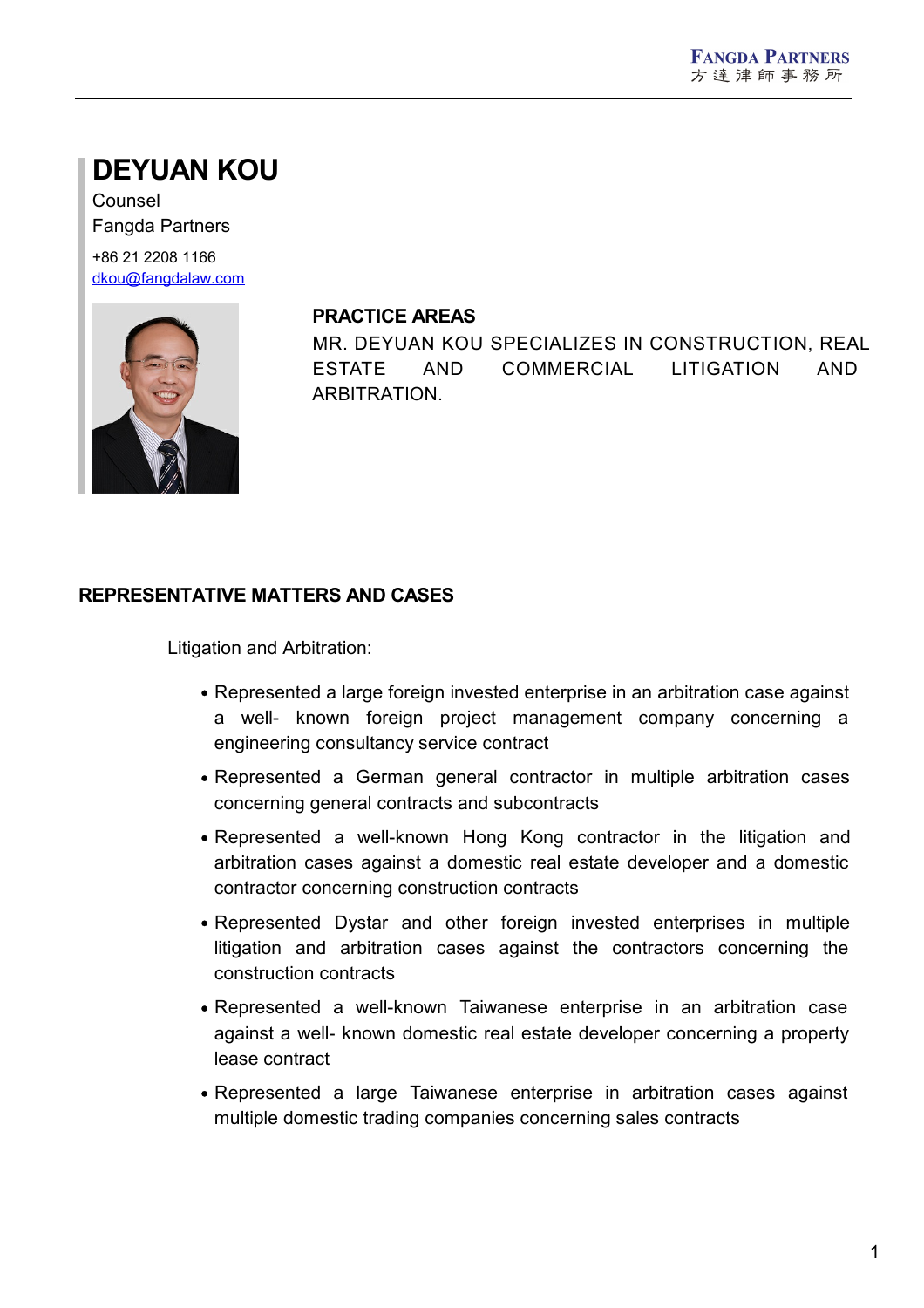# DEYUAN KOU

Counsel

Fangda Partners

+86 21 2208 1166

dkou@fangdalaw.com

## PRACTICE AREAS

MR. DEYUAN KOU SPECIALIZES IN CONSTRUCTION, REAL ESTATE AND COMMERCIAL LITIGATION AND ARBITRATION.

## REPRESENTATIVE MATTERS AND CASES

Litigation and Arbitration:

- Represented a large foreign invested enterprise in an arbitration case against a well- known foreign project management company concerning a engineering consultancy service contract
- Represented a German general contractor in multiple arbitration cases concerning general contracts and subcontracts
- Represented a well-known Hong Kong contractor in the litigation and arbitration cases against a domestic real estate developer and a domestic contractor concerning construction contracts
- Represented Dystar and other foreign invested enterprises in multiple litigation and arbitration cases against the contractors concerning the construction contracts
- Represented a well-known Taiwanese enterprise in an arbitration case against a well- known domestic real estate developer concerning a property lease contract
- Represented a large Taiwanese enterprise in arbitration cases against multiple domestic trading companies concerning sales contracts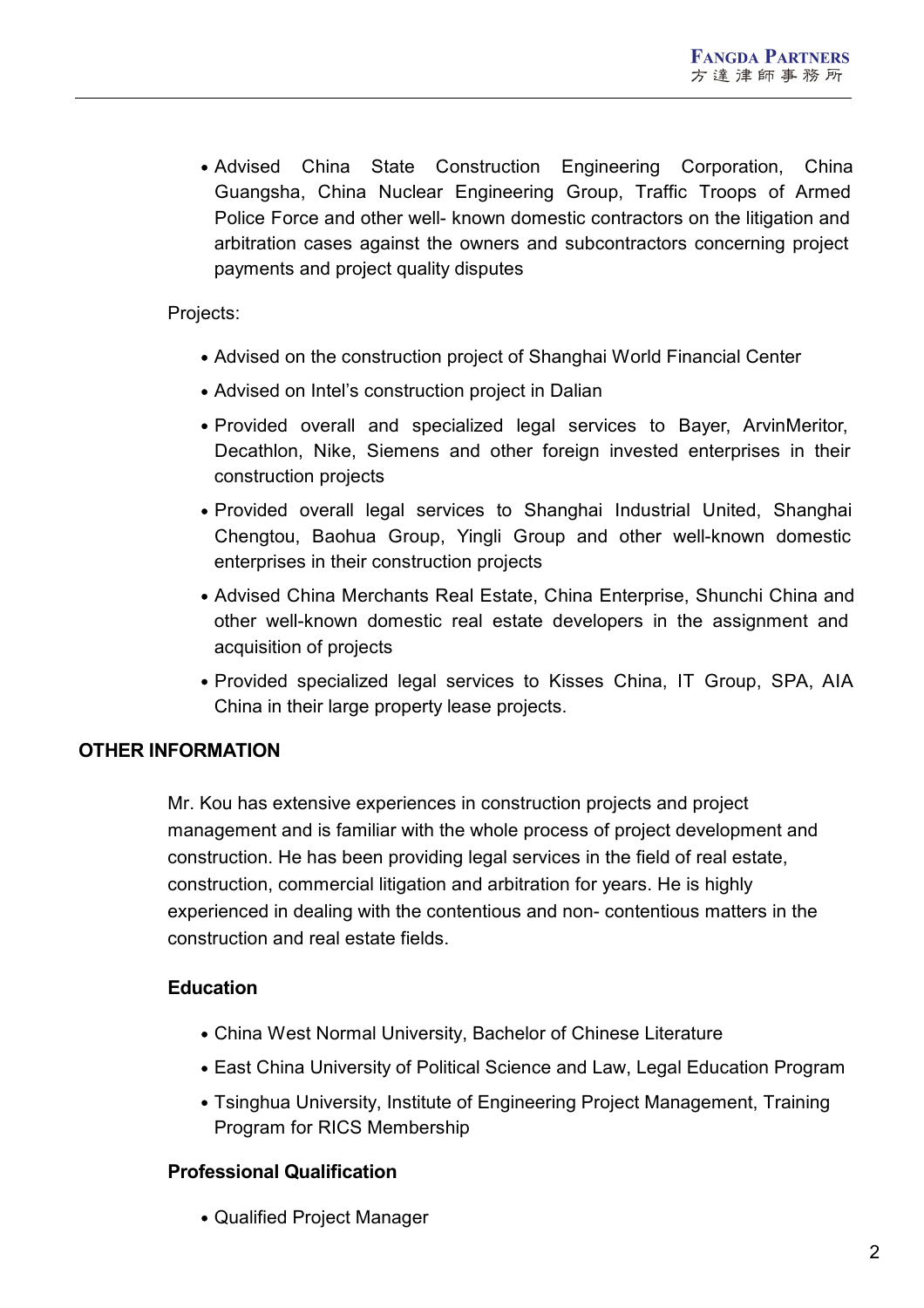- Advised China State Construction Engineering Corporation, China Guangsha, China Nuclear Engineering Group, Traffic Troops of Armed Police Force and other well- known domestic contractors on the litigation and arbitration cases against the owners and subcontractors concerning project payments and project quality disputes

Projects:

- Advised on the construction project of Shanghai World Financial Center
- Advised on Intel's construction project in Dalian
- Provided overall and specialized legal services to Bayer, ArvinMeritor, Decathlon, Nike, Siemens and other foreign invested enterprises in their construction projects
- Provided overall legal services to Shanghai Industrial United, Shanghai Chengtou, Baohua Group, Yingli Group and other well-known domestic enterprises in their construction projects
- Advised China Merchants Real Estate, China Enterprise, Shunchi China and other well-known domestic real estate developers in the assignment and acquisition of projects
- Provided specialized legal services to Kisses China, IT Group, SPA, AIA China in their large property lease projects.

## OTHER INFORMATION

Mr. Kou has extensive experiences in construction projects and project management and is familiar with the whole process of project development and construction. He has been providing legal services in the field of real estate, construction, commercial litigation and arbitration for years. He is highly experienced in dealing with the contentious and non- contentious matters in the construction and real estate fields.

### Education

- China West Normal University, Bachelor of Chinese Literature
- East China University of Political Science and Law, Legal Education Program
- Tsinghua University, Institute of Engineering Project Management, Training Program for RICS Membership

### Professional Qualification

- Qualified Project Manager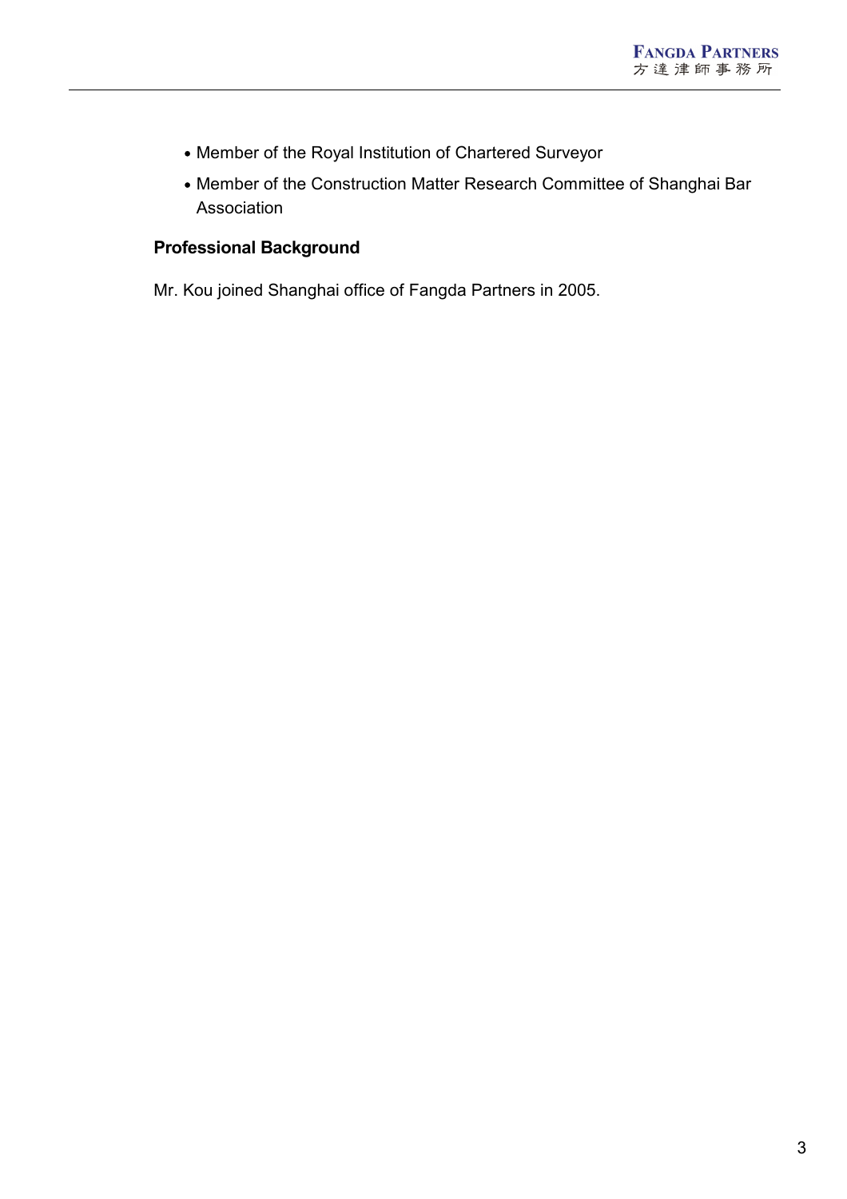- Member of the Royal Institution of Chartered Surveyor
- Member of the Construction Matter Research Committee of Shanghai Bar Association

**Professional Background**

Mr. Kou joined Shanghai office of Fangda Partners in 2005.